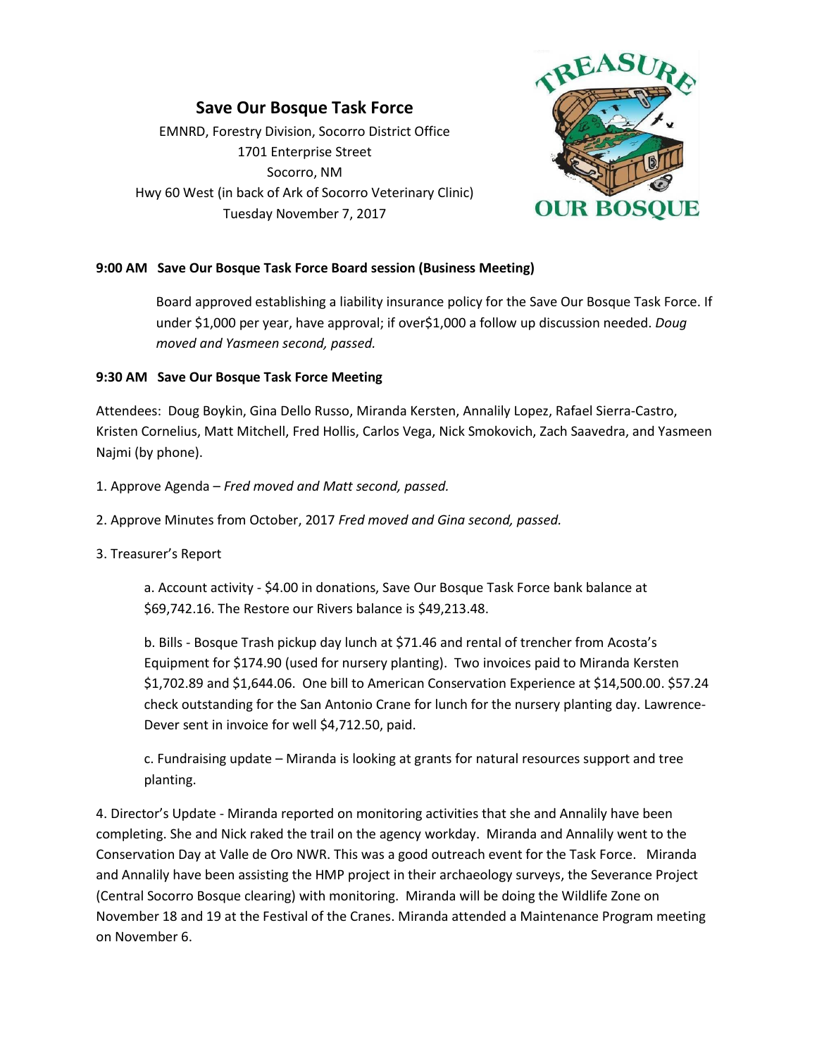# Save Our Bosque Task Force

EMNRD, Forestry Division, Socorro District Office
1701 Enterprise Street
Socorro, NM
Hwy 60 West (in back of Ark of Socorro Veterinary Clinic)
Tuesday November 7, 2017

**9:00 AM Save Our Bosque Task Force Board session (Business Meeting)**

Board approved establishing a liability insurance policy for the Save Our Bosque Task Force. If under $1,000 per year, have approval; if over$1,000 a follow up discussion needed. *Doug moved and Yasmeen second, passed.*

**9:30 AM Save Our Bosque Task Force Meeting**

Attendees: Doug Boykin, Gina Dello Russo, Miranda Kersten, Annalily Lopez, Rafael Sierra-Castro, Kristen Cornelius, Matt Mitchell, Fred Hollis, Carlos Vega, Nick Smokovich, Zach Saavedra, and Yasmeen Najmi (by phone).

1. Approve Agenda – *Fred moved and Matt second, passed.*

2. Approve Minutes from October, 2017 *Fred moved and Gina second, passed.*

3. Treasurer's Report

   a. Account activity - $4.00 in donations, Save Our Bosque Task Force bank balance at $69,742.16. The Restore our Rivers balance is $49,213.48.

   b. Bills - Bosque Trash pickup day lunch at $71.46 and rental of trencher from Acosta's Equipment for $174.90 (used for nursery planting). Two invoices paid to Miranda Kersten $1,702.89 and $1,644.06. One bill to American Conservation Experience at $14,500.00. $57.24 check outstanding for the San Antonio Crane for lunch for the nursery planting day. Lawrence-Dever sent in invoice for well $4,712.50, paid.

   c. Fundraising update – Miranda is looking at grants for natural resources support and tree planting.

4. Director's Update - Miranda reported on monitoring activities that she and Annalily have been completing. She and Nick raked the trail on the agency workday. Miranda and Annalily went to the Conservation Day at Valle de Oro NWR. This was a good outreach event for the Task Force. Miranda and Annalily have been assisting the HMP project in their archaeology surveys, the Severance Project (Central Socorro Bosque clearing) with monitoring. Miranda will be doing the Wildlife Zone on November 18 and 19 at the Festival of the Cranes. Miranda attended a Maintenance Program meeting on November 6.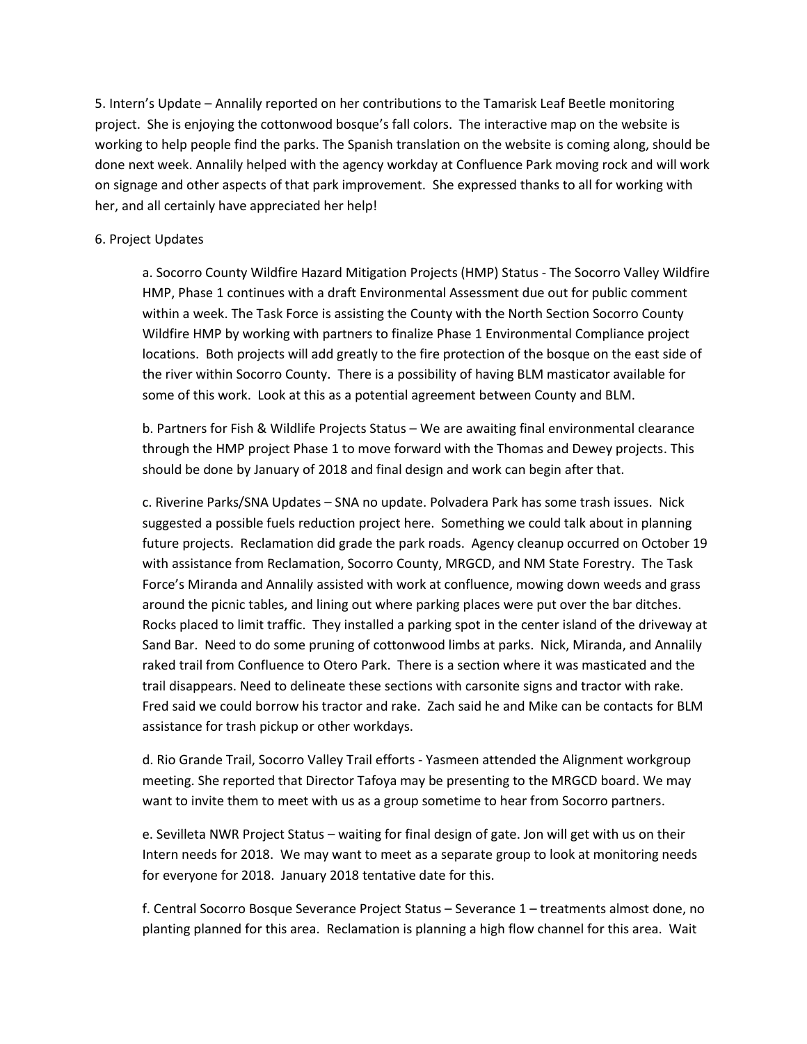5. Intern's Update – Annalily reported on her contributions to the Tamarisk Leaf Beetle monitoring project. She is enjoying the cottonwood bosque's fall colors. The interactive map on the website is working to help people find the parks. The Spanish translation on the website is coming along, should be done next week. Annalily helped with the agency workday at Confluence Park moving rock and will work on signage and other aspects of that park improvement. She expressed thanks to all for working with her, and all certainly have appreciated her help!

6. Project Updates

a. Socorro County Wildfire Hazard Mitigation Projects (HMP) Status - The Socorro Valley Wildfire HMP, Phase 1 continues with a draft Environmental Assessment due out for public comment within a week. The Task Force is assisting the County with the North Section Socorro County Wildfire HMP by working with partners to finalize Phase 1 Environmental Compliance project locations. Both projects will add greatly to the fire protection of the bosque on the east side of the river within Socorro County. There is a possibility of having BLM masticator available for some of this work. Look at this as a potential agreement between County and BLM.

b. Partners for Fish & Wildlife Projects Status – We are awaiting final environmental clearance through the HMP project Phase 1 to move forward with the Thomas and Dewey projects. This should be done by January of 2018 and final design and work can begin after that.

c. Riverine Parks/SNA Updates – SNA no update. Polvadera Park has some trash issues. Nick suggested a possible fuels reduction project here. Something we could talk about in planning future projects. Reclamation did grade the park roads. Agency cleanup occurred on October 19 with assistance from Reclamation, Socorro County, MRGCD, and NM State Forestry. The Task Force's Miranda and Annalily assisted with work at confluence, mowing down weeds and grass around the picnic tables, and lining out where parking places were put over the bar ditches. Rocks placed to limit traffic. They installed a parking spot in the center island of the driveway at Sand Bar. Need to do some pruning of cottonwood limbs at parks. Nick, Miranda, and Annalily raked trail from Confluence to Otero Park. There is a section where it was masticated and the trail disappears. Need to delineate these sections with carsonite signs and tractor with rake. Fred said we could borrow his tractor and rake. Zach said he and Mike can be contacts for BLM assistance for trash pickup or other workdays.

d. Rio Grande Trail, Socorro Valley Trail efforts - Yasmeen attended the Alignment workgroup meeting. She reported that Director Tafoya may be presenting to the MRGCD board. We may want to invite them to meet with us as a group sometime to hear from Socorro partners.

e. Sevilleta NWR Project Status – waiting for final design of gate. Jon will get with us on their Intern needs for 2018. We may want to meet as a separate group to look at monitoring needs for everyone for 2018. January 2018 tentative date for this.

f. Central Socorro Bosque Severance Project Status – Severance 1 – treatments almost done, no planting planned for this area. Reclamation is planning a high flow channel for this area. Wait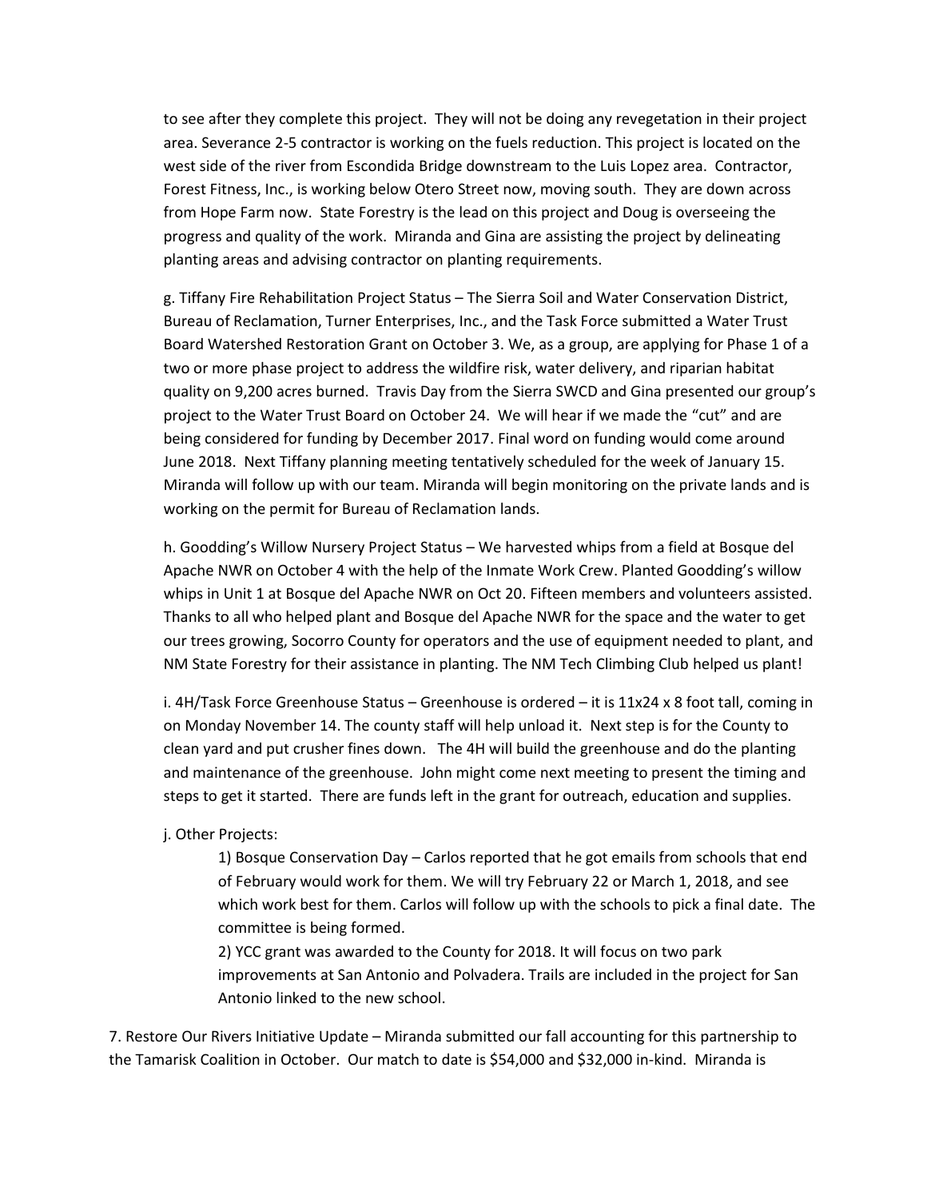to see after they complete this project. They will not be doing any revegetation in their project area. Severance 2-5 contractor is working on the fuels reduction. This project is located on the west side of the river from Escondida Bridge downstream to the Luis Lopez area. Contractor, Forest Fitness, Inc., is working below Otero Street now, moving south. They are down across from Hope Farm now. State Forestry is the lead on this project and Doug is overseeing the progress and quality of the work. Miranda and Gina are assisting the project by delineating planting areas and advising contractor on planting requirements.

g. Tiffany Fire Rehabilitation Project Status – The Sierra Soil and Water Conservation District, Bureau of Reclamation, Turner Enterprises, Inc., and the Task Force submitted a Water Trust Board Watershed Restoration Grant on October 3. We, as a group, are applying for Phase 1 of a two or more phase project to address the wildfire risk, water delivery, and riparian habitat quality on 9,200 acres burned. Travis Day from the Sierra SWCD and Gina presented our group's project to the Water Trust Board on October 24. We will hear if we made the "cut" and are being considered for funding by December 2017. Final word on funding would come around June 2018. Next Tiffany planning meeting tentatively scheduled for the week of January 15. Miranda will follow up with our team. Miranda will begin monitoring on the private lands and is working on the permit for Bureau of Reclamation lands.

h. Goodding's Willow Nursery Project Status – We harvested whips from a field at Bosque del Apache NWR on October 4 with the help of the Inmate Work Crew. Planted Goodding's willow whips in Unit 1 at Bosque del Apache NWR on Oct 20. Fifteen members and volunteers assisted. Thanks to all who helped plant and Bosque del Apache NWR for the space and the water to get our trees growing, Socorro County for operators and the use of equipment needed to plant, and NM State Forestry for their assistance in planting. The NM Tech Climbing Club helped us plant!

i. 4H/Task Force Greenhouse Status – Greenhouse is ordered – it is 11x24 x 8 foot tall, coming in on Monday November 14. The county staff will help unload it. Next step is for the County to clean yard and put crusher fines down. The 4H will build the greenhouse and do the planting and maintenance of the greenhouse. John might come next meeting to present the timing and steps to get it started. There are funds left in the grant for outreach, education and supplies.

j. Other Projects:

1) Bosque Conservation Day – Carlos reported that he got emails from schools that end of February would work for them. We will try February 22 or March 1, 2018, and see which work best for them. Carlos will follow up with the schools to pick a final date. The committee is being formed.

2) YCC grant was awarded to the County for 2018. It will focus on two park improvements at San Antonio and Polvadera. Trails are included in the project for San Antonio linked to the new school.

7. Restore Our Rivers Initiative Update – Miranda submitted our fall accounting for this partnership to the Tamarisk Coalition in October. Our match to date is $54,000 and $32,000 in-kind. Miranda is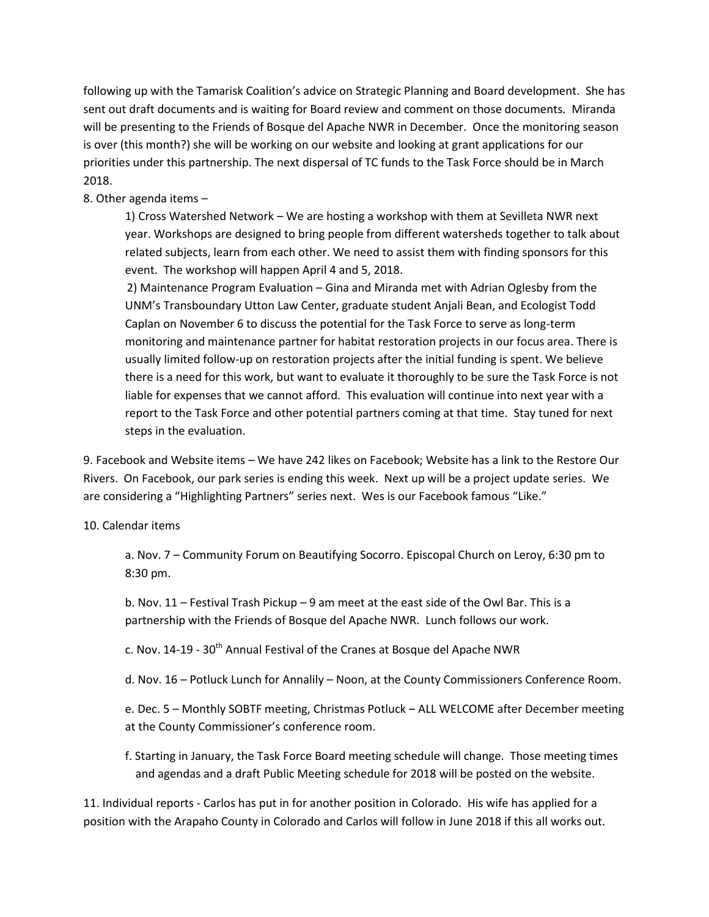following up with the Tamarisk Coalition's advice on Strategic Planning and Board development. She has sent out draft documents and is waiting for Board review and comment on those documents. Miranda will be presenting to the Friends of Bosque del Apache NWR in December. Once the monitoring season is over (this month?) she will be working on our website and looking at grant applications for our priorities under this partnership. The next dispersal of TC funds to the Task Force should be in March 2018.

8. Other agenda items –

   1) Cross Watershed Network – We are hosting a workshop with them at Sevilleta NWR next year. Workshops are designed to bring people from different watersheds together to talk about related subjects, learn from each other. We need to assist them with finding sponsors for this event. The workshop will happen April 4 and 5, 2018.

   2) Maintenance Program Evaluation – Gina and Miranda met with Adrian Oglesby from the UNM's Transboundary Utton Law Center, graduate student Anjali Bean, and Ecologist Todd Caplan on November 6 to discuss the potential for the Task Force to serve as long-term monitoring and maintenance partner for habitat restoration projects in our focus area. There is usually limited follow-up on restoration projects after the initial funding is spent. We believe there is a need for this work, but want to evaluate it thoroughly to be sure the Task Force is not liable for expenses that we cannot afford. This evaluation will continue into next year with a report to the Task Force and other potential partners coming at that time. Stay tuned for next steps in the evaluation.

9. Facebook and Website items – We have 242 likes on Facebook; Website has a link to the Restore Our Rivers. On Facebook, our park series is ending this week. Next up will be a project update series. We are considering a "Highlighting Partners" series next. Wes is our Facebook famous "Like."

10. Calendar items

   a. Nov. 7 – Community Forum on Beautifying Socorro. Episcopal Church on Leroy, 6:30 pm to 8:30 pm.

   b. Nov. 11 – Festival Trash Pickup – 9 am meet at the east side of the Owl Bar. This is a partnership with the Friends of Bosque del Apache NWR. Lunch follows our work.

   c. Nov. 14-19 - 30th Annual Festival of the Cranes at Bosque del Apache NWR

   d. Nov. 16 – Potluck Lunch for Annalily – Noon, at the County Commissioners Conference Room.

   e. Dec. 5 – Monthly SOBTF meeting, Christmas Potluck – ALL WELCOME after December meeting at the County Commissioner's conference room.

   f. Starting in January, the Task Force Board meeting schedule will change. Those meeting times and agendas and a draft Public Meeting schedule for 2018 will be posted on the website.

11. Individual reports - Carlos has put in for another position in Colorado. His wife has applied for a position with the Arapaho County in Colorado and Carlos will follow in June 2018 if this all works out.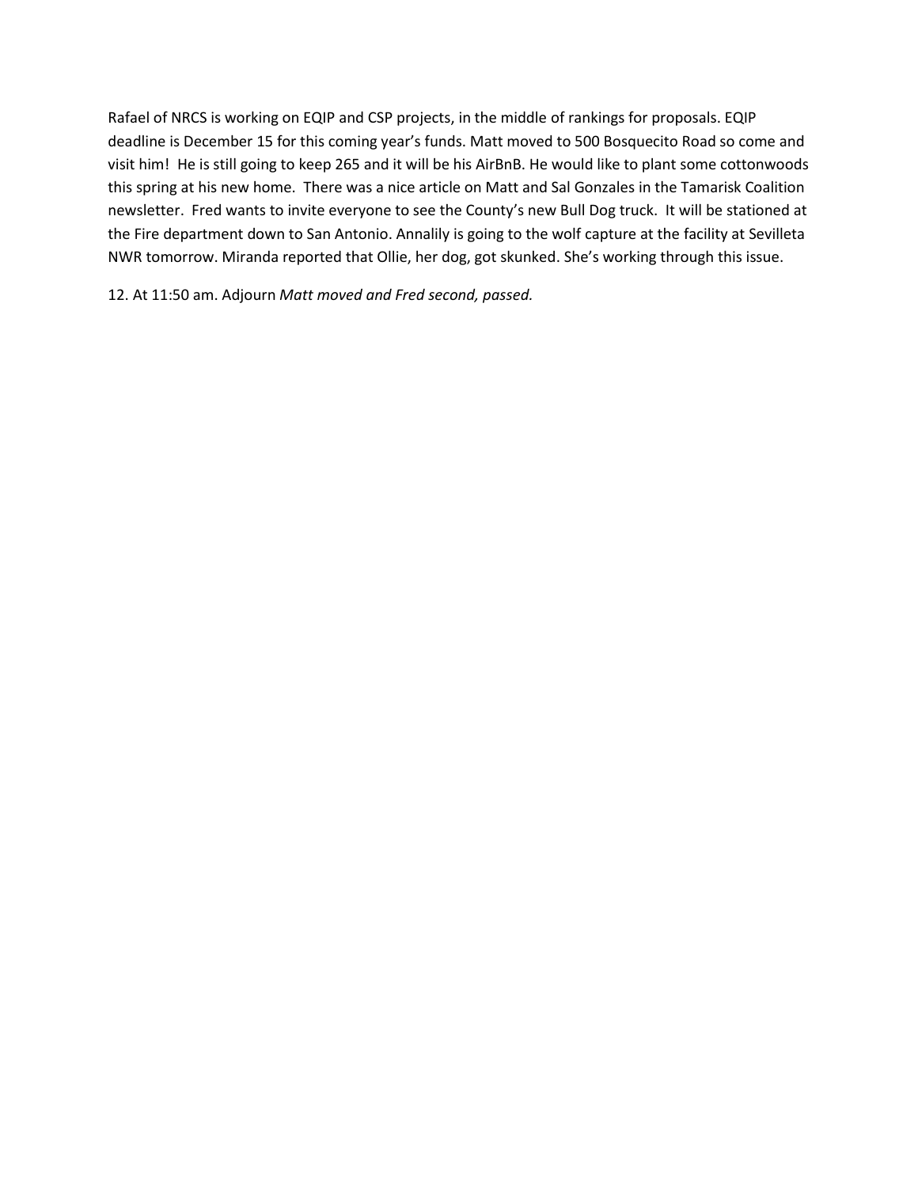Rafael of NRCS is working on EQIP and CSP projects, in the middle of rankings for proposals. EQIP deadline is December 15 for this coming year's funds. Matt moved to 500 Bosquecito Road so come and visit him! He is still going to keep 265 and it will be his AirBnB. He would like to plant some cottonwoods this spring at his new home. There was a nice article on Matt and Sal Gonzales in the Tamarisk Coalition newsletter. Fred wants to invite everyone to see the County's new Bull Dog truck. It will be stationed at the Fire department down to San Antonio. Annalily is going to the wolf capture at the facility at Sevilleta NWR tomorrow. Miranda reported that Ollie, her dog, got skunked. She's working through this issue.

12. At 11:50 am. Adjourn *Matt moved and Fred second, passed.*